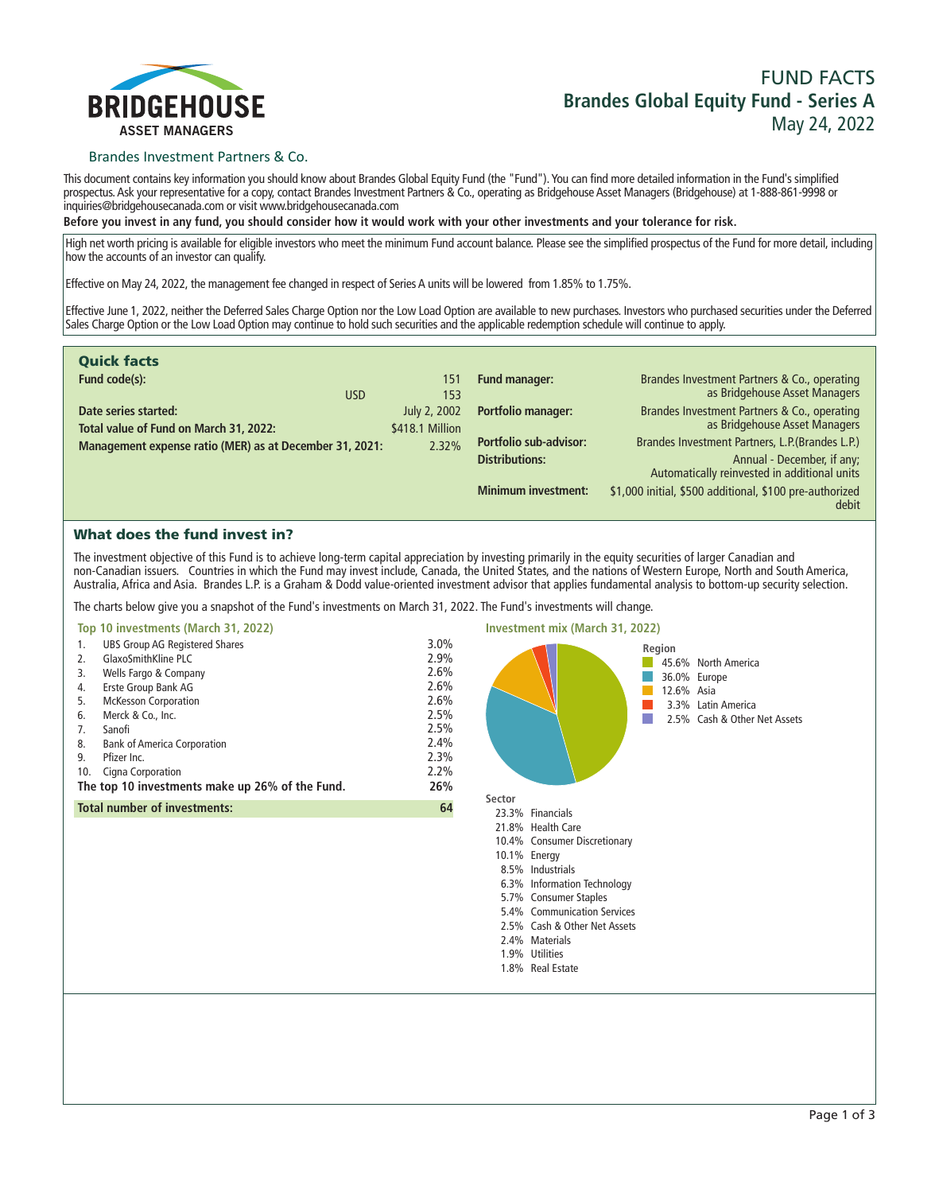# BRIDGEHOUSE ASSET MANAGERS

Brandes Investment Partners & Co.

# FUND FACTS
## Brandes Global Equity Fund - Series A
May 24, 2022

This document contains key information you should know about Brandes Global Equity Fund (the "Fund"). You can find more detailed information in the Fund's simplified prospectus. Ask your representative for a copy, contact Brandes Investment Partners & Co., operating as Bridgehouse Asset Managers (Bridgehouse) at 1-888-861-9998 or inquiries@bridgehousecanada.com or visit www.bridgehousecanada.com

**Before you invest in any fund, you should consider how it would work with your other investments and your tolerance for risk.**

High net worth pricing is available for eligible investors who meet the minimum Fund account balance. Please see the simplified prospectus of the Fund for more detail, including how the accounts of an investor can qualify.

Effective on May 24, 2022, the management fee changed in respect of Series A units will be lowered from 1.85% to 1.75%.

Effective June 1, 2022, neither the Deferred Sales Charge Option nor the Low Load Option are available to new purchases. Investors who purchased securities under the Deferred Sales Charge Option or the Low Load Option may continue to hold such securities and the applicable redemption schedule will continue to apply.

## Quick facts

| | | |
|---|---|---|
| **Fund code(s):** | | 151 |
| | USD | 153 |
| **Date series started:** | | July 2, 2002 |
| **Total value of Fund on March 31, 2022:** | | $418.1 Million |
| **Management expense ratio (MER) as at December 31, 2021:** | | 2.32% |

| | |
|---|---|
| **Fund manager:** | Brandes Investment Partners & Co., operating as Bridgehouse Asset Managers |
| **Portfolio manager:** | Brandes Investment Partners & Co., operating as Bridgehouse Asset Managers |
| **Portfolio sub-advisor:** | Brandes Investment Partners, L.P.(Brandes L.P.) |
| **Distributions:** | Annual - December, if any; Automatically reinvested in additional units |
| **Minimum investment:** | $1,000 initial, $500 additional, $100 pre-authorized debit |

## What does the fund invest in?

The investment objective of this Fund is to achieve long-term capital appreciation by investing primarily in the equity securities of larger Canadian and non-Canadian issuers. Countries in which the Fund may invest include, Canada, the United States, and the nations of Western Europe, North and South America, Australia, Africa and Asia. Brandes L.P. is a Graham & Dodd value-oriented investment advisor that applies fundamental analysis to bottom-up security selection.

The charts below give you a snapshot of the Fund's investments on March 31, 2022. The Fund's investments will change.

### Top 10 investments (March 31, 2022)

| | | |
|---|---|---|
| 1. | UBS Group AG Registered Shares | 3.0% |
| 2. | GlaxoSmithKline PLC | 2.9% |
| 3. | Wells Fargo & Company | 2.6% |
| 4. | Erste Group Bank AG | 2.6% |
| 5. | McKesson Corporation | 2.6% |
| 6. | Merck & Co., Inc. | 2.5% |
| 7. | Sanofi | 2.5% |
| 8. | Bank of America Corporation | 2.4% |
| 9. | Pfizer Inc. | 2.3% |
| 10. | Cigna Corporation | 2.2% |
| | **The top 10 investments make up 26% of the Fund.** | **26%** |
| | **Total number of investments:** | **64** |

### Investment mix (March 31, 2022)

**Region**

| | |
|---|---|
| 45.6% | North America |
| 36.0% | Europe |
| 12.6% | Asia |
| 3.3% | Latin America |
| 2.5% | Cash & Other Net Assets |

**Sector**

| | |
|---|---|
| 23.3% | Financials |
| 21.8% | Health Care |
| 10.4% | Consumer Discretionary |
| 10.1% | Energy |
| 8.5% | Industrials |
| 6.3% | Information Technology |
| 5.7% | Consumer Staples |
| 5.4% | Communication Services |
| 2.5% | Cash & Other Net Assets |
| 2.4% | Materials |
| 1.9% | Utilities |
| 1.8% | Real Estate |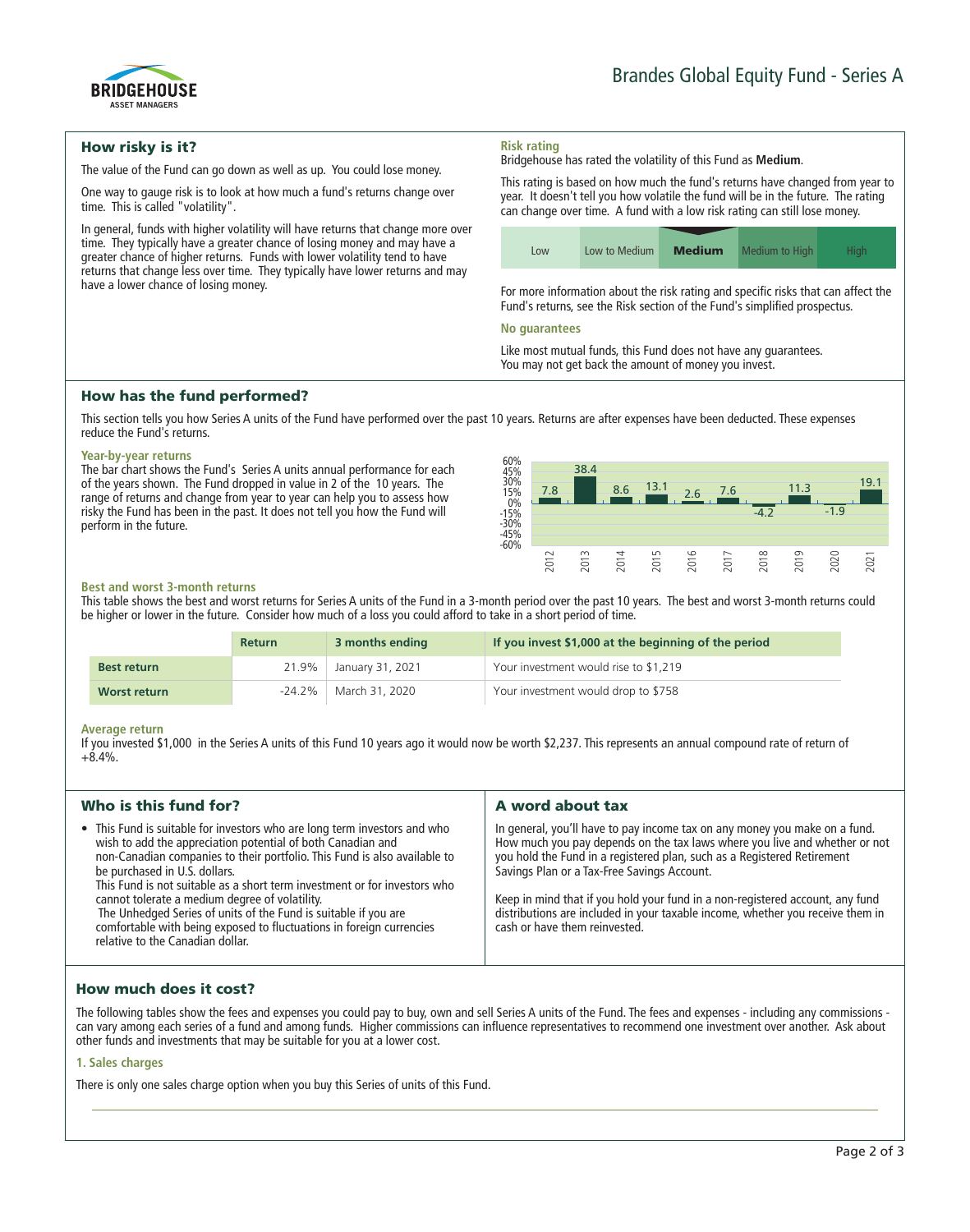Brandes Global Equity Fund - Series A

## How risky is it?

The value of the Fund can go down as well as up. You could lose money.

One way to gauge risk is to look at how much a fund's returns change over time. This is called "volatility".

In general, funds with higher volatility will have returns that change more over time. They typically have a greater chance of losing money and may have a greater chance of higher returns. Funds with lower volatility tend to have returns that change less over time. They typically have lower returns and may have a lower chance of losing money.

### Risk rating

Bridgehouse has rated the volatility of this Fund as **Medium**.

This rating is based on how much the fund's returns have changed from year to year. It doesn't tell you how volatile the fund will be in the future. The rating can change over time. A fund with a low risk rating can still lose money.

| Low | Low to Medium | **Medium** | Medium to High | High |
|---|---|---|---|---|

For more information about the risk rating and specific risks that can affect the Fund's returns, see the Risk section of the Fund's simplified prospectus.

### No guarantees

Like most mutual funds, this Fund does not have any guarantees. You may not get back the amount of money you invest.

## How has the fund performed?

This section tells you how Series A units of the Fund have performed over the past 10 years. Returns are after expenses have been deducted. These expenses reduce the Fund's returns.

### Year-by-year returns

The bar chart shows the Fund's Series A units annual performance for each of the years shown. The Fund dropped in value in 2 of the 10 years. The range of returns and change from year to year can help you to assess how risky the Fund has been in the past. It does not tell you how the Fund will perform in the future.

| Year | 2012 | 2013 | 2014 | 2015 | 2016 | 2017 | 2018 | 2019 | 2020 | 2021 |
|---|---|---|---|---|---|---|---|---|---|---|
| Return (%) | 7.8 | 38.4 | 8.6 | 13.1 | 2.6 | 7.6 | -4.2 | 11.3 | -1.9 | 19.1 |

### Best and worst 3-month returns

This table shows the best and worst returns for Series A units of the Fund in a 3-month period over the past 10 years. The best and worst 3-month returns could be higher or lower in the future. Consider how much of a loss you could afford to take in a short period of time.

| | Return | 3 months ending | If you invest $1,000 at the beginning of the period |
|---|---|---|---|
| **Best return** | 21.9% | January 31, 2021 | Your investment would rise to $1,219 |
| **Worst return** | -24.2% | March 31, 2020 | Your investment would drop to $758 |

### Average return

If you invested $1,000 in the Series A units of this Fund 10 years ago it would now be worth $2,237. This represents an annual compound rate of return of +8.4%.

## Who is this fund for?

- This Fund is suitable for investors who are long term investors and who wish to add the appreciation potential of both Canadian and non-Canadian companies to their portfolio. This Fund is also available to be purchased in U.S. dollars.
  This Fund is not suitable as a short term investment or for investors who cannot tolerate a medium degree of volatility.
  The Unhedged Series of units of the Fund is suitable if you are comfortable with being exposed to fluctuations in foreign currencies relative to the Canadian dollar.

## A word about tax

In general, you'll have to pay income tax on any money you make on a fund. How much you pay depends on the tax laws where you live and whether or not you hold the Fund in a registered plan, such as a Registered Retirement Savings Plan or a Tax-Free Savings Account.

Keep in mind that if you hold your fund in a non-registered account, any fund distributions are included in your taxable income, whether you receive them in cash or have them reinvested.

## How much does it cost?

The following tables show the fees and expenses you could pay to buy, own and sell Series A units of the Fund. The fees and expenses - including any commissions - can vary among each series of a fund and among funds. Higher commissions can influence representatives to recommend one investment over another. Ask about other funds and investments that may be suitable for you at a lower cost.

### 1. Sales charges

There is only one sales charge option when you buy this Series of units of this Fund.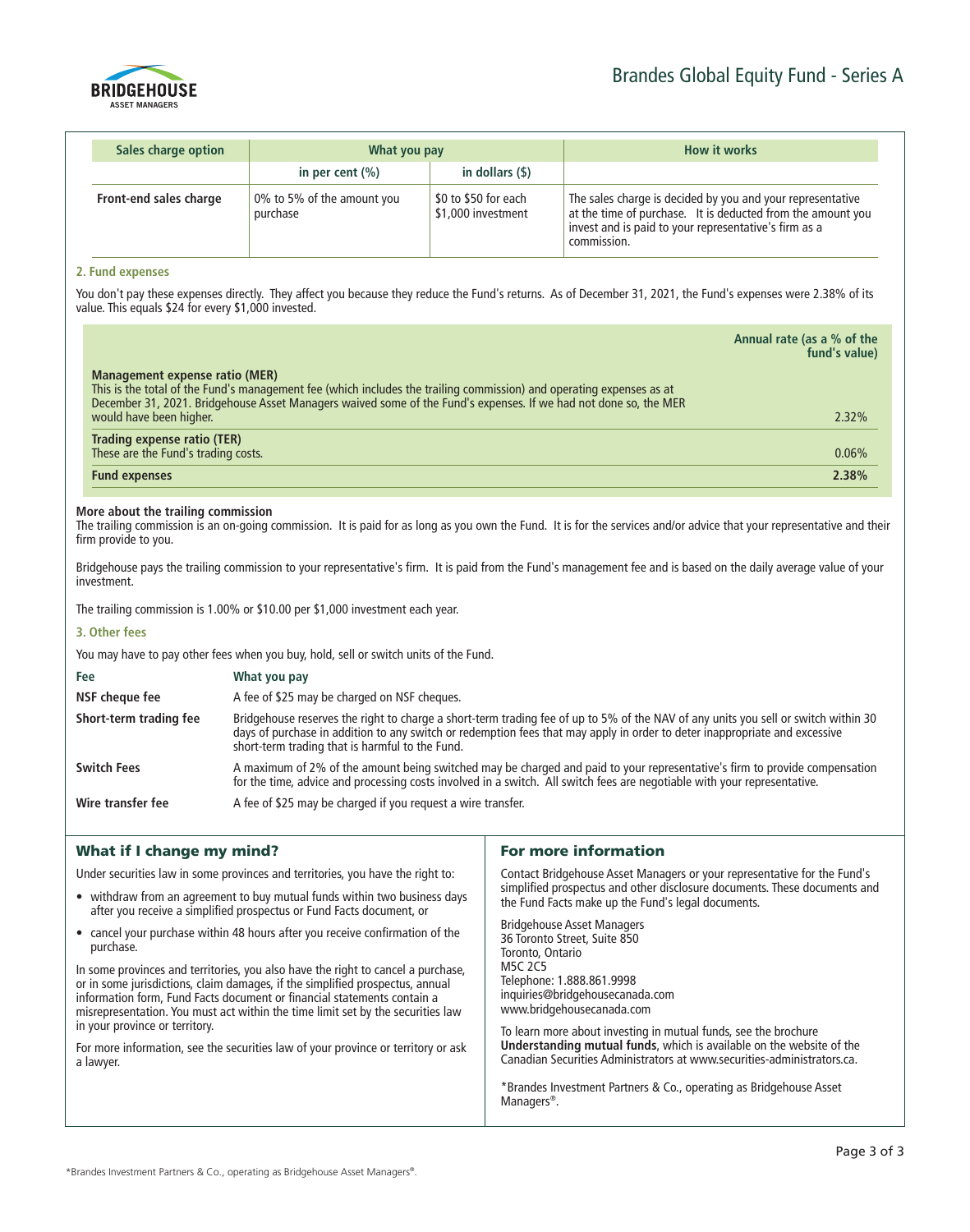| Sales charge option | What you pay | | How it works |
|---|---|---|---|
| | in per cent (%) | in dollars ($) | |
| Front-end sales charge | 0% to 5% of the amount you purchase | $0 to $50 for each $1,000 investment | The sales charge is decided by you and your representative at the time of purchase. It is deducted from the amount you invest and is paid to your representative's firm as a commission. |

### 2. Fund expenses

You don't pay these expenses directly. They affect you because they reduce the Fund's returns. As of December 31, 2021, the Fund's expenses were 2.38% of its value. This equals $24 for every $1,000 invested.

| | Annual rate (as a % of the fund's value) |
|---|---|
| **Management expense ratio (MER)**<br>This is the total of the Fund's management fee (which includes the trailing commission) and operating expenses as at December 31, 2021. Bridgehouse Asset Managers waived some of the Fund's expenses. If we had not done so, the MER would have been higher. | 2.32% |
| **Trading expense ratio (TER)**<br>These are the Fund's trading costs. | 0.06% |
| **Fund expenses** | **2.38%** |

**More about the trailing commission**

The trailing commission is an on-going commission. It is paid for as long as you own the Fund. It is for the services and/or advice that your representative and their firm provide to you.

Bridgehouse pays the trailing commission to your representative's firm. It is paid from the Fund's management fee and is based on the daily average value of your investment.

The trailing commission is 1.00% or $10.00 per $1,000 investment each year.

### 3. Other fees

You may have to pay other fees when you buy, hold, sell or switch units of the Fund.

| Fee | What you pay |
|---|---|
| NSF cheque fee | A fee of $25 may be charged on NSF cheques. |
| Short-term trading fee | Bridgehouse reserves the right to charge a short-term trading fee of up to 5% of the NAV of any units you sell or switch within 30 days of purchase in addition to any switch or redemption fees that may apply in order to deter inappropriate and excessive short-term trading that is harmful to the Fund. |
| Switch Fees | A maximum of 2% of the amount being switched may be charged and paid to your representative's firm to provide compensation for the time, advice and processing costs involved in a switch. All switch fees are negotiable with your representative. |
| Wire transfer fee | A fee of $25 may be charged if you request a wire transfer. |

## What if I change my mind?

Under securities law in some provinces and territories, you have the right to:

- withdraw from an agreement to buy mutual funds within two business days after you receive a simplified prospectus or Fund Facts document, or
- cancel your purchase within 48 hours after you receive confirmation of the purchase.

In some provinces and territories, you also have the right to cancel a purchase, or in some jurisdictions, claim damages, if the simplified prospectus, annual information form, Fund Facts document or financial statements contain a misrepresentation. You must act within the time limit set by the securities law in your province or territory.

For more information, see the securities law of your province or territory or ask a lawyer.

## For more information

Contact Bridgehouse Asset Managers or your representative for the Fund's simplified prospectus and other disclosure documents. These documents and the Fund Facts make up the Fund's legal documents.

Bridgehouse Asset Managers
36 Toronto Street, Suite 850
Toronto, Ontario
M5C 2C5
Telephone: 1.888.861.9998
inquiries@bridgehousecanada.com
www.bridgehousecanada.com

To learn more about investing in mutual funds, see the brochure **Understanding mutual funds**, which is available on the website of the Canadian Securities Administrators at www.securities-administrators.ca.

*Brandes Investment Partners & Co., operating as Bridgehouse Asset Managers®.